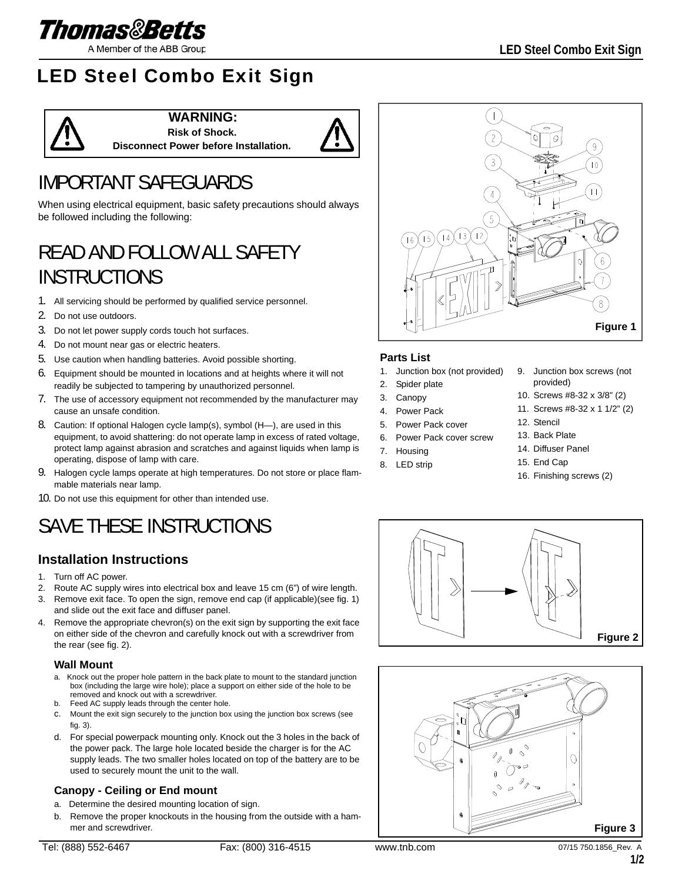# LED Steel Combo Exit Sign

**WARNING:**
**Risk of Shock.**
**Disconnect Power before Installation.**

## IMPORTANT SAFEGUARDS

When using electrical equipment, basic safety precautions should always be followed including the following:

## READ AND FOLLOW ALL SAFETY INSTRUCTIONS

1. All servicing should be performed by qualified service personnel.
2. Do not use outdoors.
3. Do not let power supply cords touch hot surfaces.
4. Do not mount near gas or electric heaters.
5. Use caution when handling batteries. Avoid possible shorting.
6. Equipment should be mounted in locations and at heights where it will not readily be subjected to tampering by unauthorized personnel.
7. The use of accessory equipment not recommended by the manufacturer may cause an unsafe condition.
8. Caution: If optional Halogen cycle lamp(s), symbol (H—), are used in this equipment, to avoid shattering: do not operate lamp in excess of rated voltage, protect lamp against abrasion and scratches and against liquids when lamp is operating, dispose of lamp with care.
9. Halogen cycle lamps operate at high temperatures. Do not store or place flammable materials near lamp.
10. Do not use this equipment for other than intended use.

## SAVE THESE INSTRUCTIONS

### Installation Instructions

1. Turn off AC power.
2. Route AC supply wires into electrical box and leave 15 cm (6") of wire length.
3. Remove exit face. To open the sign, remove end cap (if applicable)(see fig. 1) and slide out the exit face and diffuser panel.
4. Remove the appropriate chevron(s) on the exit sign by supporting the exit face on either side of the chevron and carefully knock out with a screwdriver from the rear (see fig. 2).

#### Wall Mount

a. Knock out the proper hole pattern in the back plate to mount to the standard junction box (including the large wire hole); place a support on either side of the hole to be removed and knock out with a screwdriver.
b. Feed AC supply leads through the center hole.
c. Mount the exit sign securely to the junction box using the junction box screws (see fig. 3).
d. For special powerpack mounting only. Knock out the 3 holes in the back of the power pack. The large hole located beside the charger is for the AC supply leads. The two smaller holes located on top of the battery are to be used to securely mount the unit to the wall.

#### Canopy - Ceiling or End mount

a. Determine the desired mounting location of sign.
b. Remove the proper knockouts in the housing from the outside with a hammer and screwdriver.

Figure 1

### Parts List

1. Junction box (not provided)
2. Spider plate
3. Canopy
4. Power Pack
5. Power Pack cover
6. Power Pack cover screw
7. Housing
8. LED strip
9. Junction box screws (not provided)
10. Screws #8-32 x 3/8" (2)
11. Screws #8-32 x 1 1/2" (2)
12. Stencil
13. Back Plate
14. Diffuser Panel
15. End Cap
16. Finishing screws (2)

Figure 2

Figure 3

Tel: (888) 552-6467 Fax: (800) 316-4515 www.tnb.com 07/15 750.1856_Rev. A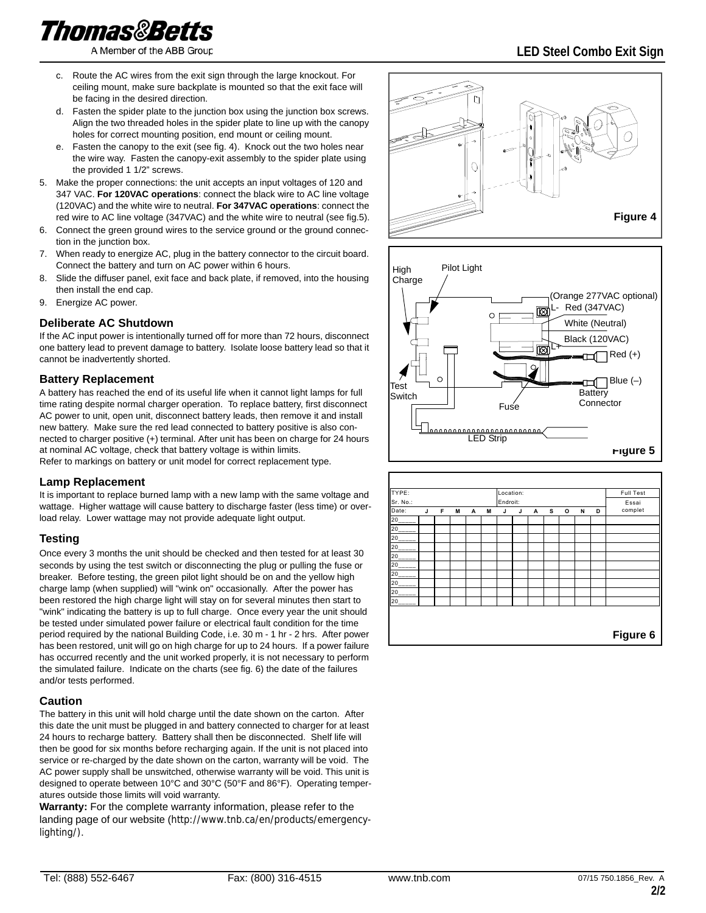c. Route the AC wires from the exit sign through the large knockout. For ceiling mount, make sure backplate is mounted so that the exit face will be facing in the desired direction.

d. Fasten the spider plate to the junction box using the junction box screws. Align the two threaded holes in the spider plate to line up with the canopy holes for correct mounting position, end mount or ceiling mount.

e. Fasten the canopy to the exit (see fig. 4). Knock out the two holes near the wire way. Fasten the canopy-exit assembly to the spider plate using the provided 1 1/2" screws.

5. Make the proper connections: the unit accepts an input voltages of 120 and 347 VAC. **For 120VAC operations**: connect the black wire to AC line voltage (120VAC) and the white wire to neutral. **For 347VAC operations**: connect the red wire to AC line voltage (347VAC) and the white wire to neutral (see fig.5).
6. Connect the green ground wires to the service ground or the ground connection in the junction box.
7. When ready to energize AC, plug in the battery connector to the circuit board. Connect the battery and turn on AC power within 6 hours.
8. Slide the diffuser panel, exit face and back plate, if removed, into the housing then install the end cap.
9. Energize AC power.

## Deliberate AC Shutdown

If the AC input power is intentionally turned off for more than 72 hours, disconnect one battery lead to prevent damage to battery. Isolate loose battery lead so that it cannot be inadvertently shorted.

## Battery Replacement

A battery has reached the end of its useful life when it cannot light lamps for full time rating despite normal charger operation. To replace battery, first disconnect AC power to unit, open unit, disconnect battery leads, then remove it and install new battery. Make sure the red lead connected to battery positive is also connected to charger positive (+) terminal. After unit has been on charge for 24 hours at nominal AC voltage, check that battery voltage is within limits.
Refer to markings on battery or unit model for correct replacement type.

## Lamp Replacement

It is important to replace burned lamp with a new lamp with the same voltage and wattage. Higher wattage will cause battery to discharge faster (less time) or overload relay. Lower wattage may not provide adequate light output.

## Testing

Once every 3 months the unit should be checked and then tested for at least 30 seconds by using the test switch or disconnecting the plug or pulling the fuse or breaker. Before testing, the green pilot light should be on and the yellow high charge lamp (when supplied) will "wink on" occasionally. After the power has been restored the high charge light will stay on for several minutes then start to "wink" indicating the battery is up to full charge. Once every year the unit should be tested under simulated power failure or electrical fault condition for the time period required by the national Building Code, i.e. 30 m - 1 hr - 2 hrs. After power has been restored, unit will go on high charge for up to 24 hours. If a power failure has occurred recently and the unit worked properly, it is not necessary to perform the simulated failure. Indicate on the charts (see fig. 6) the date of the failures and/or tests performed.

## Caution

The battery in this unit will hold charge until the date shown on the carton. After this date the unit must be plugged in and battery connected to charger for at least 24 hours to recharge battery. Battery shall then be disconnected. Shelf life will then be good for six months before recharging again. If the unit is not placed into service or re-charged by the date shown on the carton, warranty will be void. The AC power supply shall be unswitched, otherwise warranty will be void. This unit is designed to operate between 10°C and 30°C (50°F and 86°F). Operating temperatures outside those limits will void warranty.

**Warranty:** For the complete warranty information, please refer to the landing page of our website (http://www.tnb.ca/en/products/emergency-lighting/).

Figure 4

High Charge
Pilot Light
(Orange 277VAC optional)
L- Red (347VAC)
White (Neutral)
Black (120VAC)
L+
Red (+)
Blue (–)
Battery Connector
Test Switch
Fuse
LED Strip

Figure 5

| TYPE: | | | | | | | Location: | | | | | | | Full Test |
|---|---|---|---|---|---|---|---|---|---|---|---|---|---|---|
| Sr. No.: | | | | | | | Endroit: | | | | | | | Essai complet |
| Date: | J | F | M | A | M | J | J | A | S | O | N | D | | |
| 20____ | | | | | | | | | | | | | | |
| 20____ | | | | | | | | | | | | | | |
| 20____ | | | | | | | | | | | | | | |
| 20____ | | | | | | | | | | | | | | |
| 20____ | | | | | | | | | | | | | | |
| 20____ | | | | | | | | | | | | | | |
| 20____ | | | | | | | | | | | | | | |
| 20____ | | | | | | | | | | | | | | |
| 20____ | | | | | | | | | | | | | | |
| 20____ | | | | | | | | | | | | | | |

Figure 6

Tel: (888) 552-6467 Fax: (800) 316-4515 www.tnb.com 07/15 750.1856_Rev. A